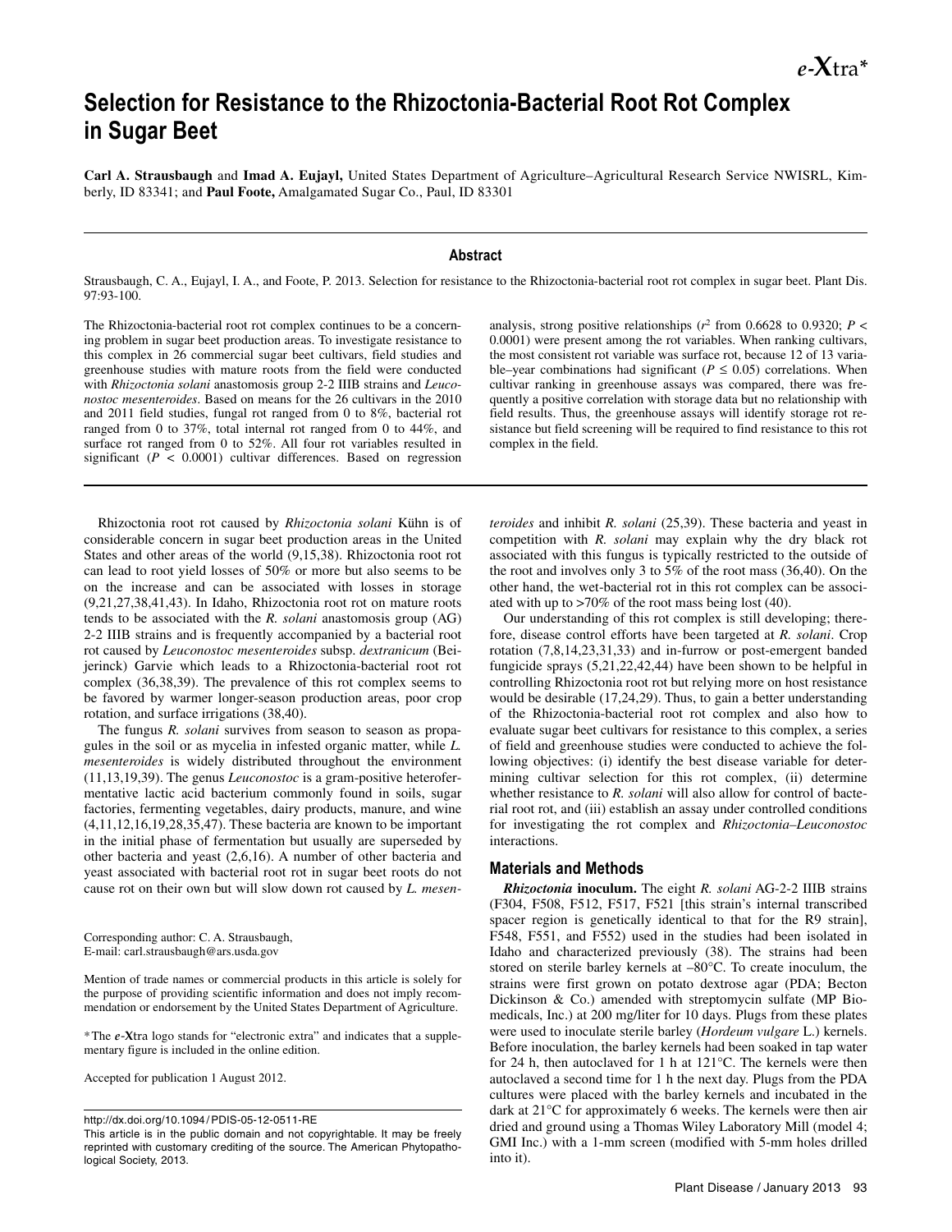# Selection for Resistance to the Rhizoctonia-Bacterial Root Rot Complex in Sugar Beet

**Carl A. Strausbaugh** and **Imad A. Eujayl,** United States Department of Agriculture–Agricultural Research Service NWISRL, Kimberly, ID 83341; and **Paul Foote,** Amalgamated Sugar Co., Paul, ID 83301

## Abstract

Strausbaugh, C. A., Eujayl, I. A., and Foote, P. 2013. Selection for resistance to the Rhizoctonia-bacterial root rot complex in sugar beet. Plant Dis. 97:93-100.

The Rhizoctonia-bacterial root rot complex continues to be a concerning problem in sugar beet production areas. To investigate resistance to this complex in 26 commercial sugar beet cultivars, field studies and greenhouse studies with mature roots from the field were conducted with *Rhizoctonia solani* anastomosis group 2-2 IIIB strains and *Leuconostoc mesenteroides*. Based on means for the 26 cultivars in the 2010 and 2011 field studies, fungal rot ranged from 0 to 8%, bacterial rot ranged from 0 to 37%, total internal rot ranged from 0 to 44%, and surface rot ranged from 0 to 52%. All four rot variables resulted in significant ($P < 0.0001$) cultivar differences. Based on regression analysis, strong positive relationships ($r^2$ from 0.6628 to 0.9320; $P < 0.0001$) were present among the rot variables. When ranking cultivars, the most consistent rot variable was surface rot, because 12 of 13 variable–year combinations had significant ($P \leq 0.05$) correlations. When cultivar ranking in greenhouse assays was compared, there was frequently a positive correlation with storage data but no relationship with field results. Thus, the greenhouse assays will identify storage rot resistance but field screening will be required to find resistance to this rot complex in the field.

Rhizoctonia root rot caused by *Rhizoctonia solani* Kühn is of considerable concern in sugar beet production areas in the United States and other areas of the world (9,15,38). Rhizoctonia root rot can lead to root yield losses of 50% or more but also seems to be on the increase and can be associated with losses in storage (9,21,27,38,41,43). In Idaho, Rhizoctonia root rot on mature roots tends to be associated with the *R. solani* anastomosis group (AG) 2-2 IIIB strains and is frequently accompanied by a bacterial root rot caused by *Leuconostoc mesenteroides* subsp. *dextranicum* (Beijerinck) Garvie which leads to a Rhizoctonia-bacterial root rot complex (36,38,39). The prevalence of this rot complex seems to be favored by warmer longer-season production areas, poor crop rotation, and surface irrigations (38,40).

The fungus *R. solani* survives from season to season as propagules in the soil or as mycelia in infested organic matter, while *L. mesenteroides* is widely distributed throughout the environment (11,13,19,39). The genus *Leuconostoc* is a gram-positive heterofermentative lactic acid bacterium commonly found in soils, sugar factories, fermenting vegetables, dairy products, manure, and wine (4,11,12,16,19,28,35,47). These bacteria are known to be important in the initial phase of fermentation but usually are superseded by other bacteria and yeast (2,6,16). A number of other bacteria and yeast associated with bacterial root rot in sugar beet roots do not cause rot on their own but will slow down rot caused by *L. mesenteroides* and inhibit *R. solani* (25,39). These bacteria and yeast in competition with *R. solani* may explain why the dry black rot associated with this fungus is typically restricted to the outside of the root and involves only 3 to 5% of the root mass (36,40). On the other hand, the wet-bacterial rot in this rot complex can be associated with up to >70% of the root mass being lost (40).

Our understanding of this rot complex is still developing; therefore, disease control efforts have been targeted at *R. solani*. Crop rotation (7,8,14,23,31,33) and in-furrow or post-emergent banded fungicide sprays (5,21,22,42,44) have been shown to be helpful in controlling Rhizoctonia root rot but relying more on host resistance would be desirable (17,24,29). Thus, to gain a better understanding of the Rhizoctonia-bacterial root rot complex and also how to evaluate sugar beet cultivars for resistance to this complex, a series of field and greenhouse studies were conducted to achieve the following objectives: (i) identify the best disease variable for determining cultivar selection for this rot complex, (ii) determine whether resistance to *R. solani* will also allow for control of bacterial root rot, and (iii) establish an assay under controlled conditions for investigating the rot complex and *Rhizoctonia–Leuconostoc* interactions.

## Materials and Methods

***Rhizoctonia* inoculum.** The eight *R. solani* AG-2-2 IIIB strains (F304, F508, F512, F517, F521 [this strain's internal transcribed spacer region is genetically identical to that for the R9 strain], F548, F551, and F552) used in the studies had been isolated in Idaho and characterized previously (38). The strains had been stored on sterile barley kernels at –80°C. To create inoculum, the strains were first grown on potato dextrose agar (PDA; Becton Dickinson & Co.) amended with streptomycin sulfate (MP Biomedicals, Inc.) at 200 mg/liter for 10 days. Plugs from these plates were used to inoculate sterile barley (*Hordeum vulgare* L.) kernels. Before inoculation, the barley kernels had been soaked in tap water for 24 h, then autoclaved for 1 h at 121°C. The kernels were then autoclaved a second time for 1 h the next day. Plugs from the PDA cultures were placed with the barley kernels and incubated in the dark at 21°C for approximately 6 weeks. The kernels were then air dried and ground using a Thomas Wiley Laboratory Mill (model 4; GMI Inc.) with a 1-mm screen (modified with 5-mm holes drilled into it).

Corresponding author: C. A. Strausbaugh,
E-mail: carl.strausbaugh@ars.usda.gov

Mention of trade names or commercial products in this article is solely for the purpose of providing scientific information and does not imply recommendation or endorsement by the United States Department of Agriculture.

*The *e*-Xtra logo stands for "electronic extra" and indicates that a supplementary figure is included in the online edition.

Accepted for publication 1 August 2012.

http://dx.doi.org/10.1094/PDIS-05-12-0511-RE
This article is in the public domain and not copyrightable. It may be freely reprinted with customary crediting of the source. The American Phytopathological Society, 2013.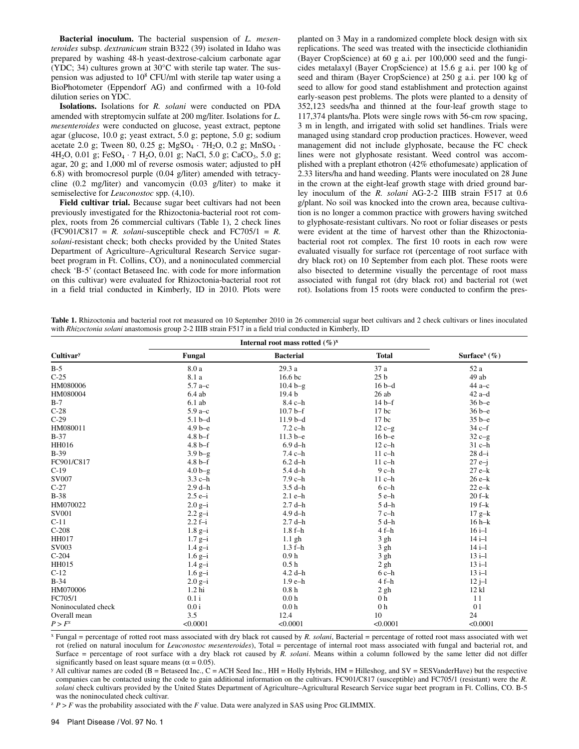**Bacterial inoculum.** The bacterial suspension of *L. mesenteroides* subsp. *dextranicum* strain B322 (39) isolated in Idaho was prepared by washing 48-h yeast-dextrose-calcium carbonate agar (YDC; 34) cultures grown at 30°C with sterile tap water. The suspension was adjusted to $10^8$ CFU/ml with sterile tap water using a BioPhotometer (Eppendorf AG) and confirmed with a 10-fold dilution series on YDC.

**Isolations.** Isolations for *R. solani* were conducted on PDA amended with streptomycin sulfate at 200 mg/liter. Isolations for *L. mesenteroides* were conducted on glucose, yeast extract, peptone agar (glucose, 10.0 g; yeast extract, 5.0 g; peptone, 5.0 g; sodium acetate 2.0 g; Tween 80, 0.25 g; $MgSO_4 \cdot 7H_2O$, 0.2 g; $MnSO_4 \cdot 4H_2O$, 0.01 g; $FeSO_4 \cdot 7H_2O$, 0.01 g; NaCl, 5.0 g; $CaCO_3$, 5.0 g; agar, 20 g; and 1,000 ml of reverse osmosis water; adjusted to pH 6.8) with bromocresol purple (0.04 g/liter) amended with tetracycline (0.2 mg/liter) and vancomycin (0.03 g/liter) to make it semiselective for *Leuconostoc* spp. (4,10).

**Field cultivar trial.** Because sugar beet cultivars had not been previously investigated for the Rhizoctonia-bacterial root rot complex, roots from 26 commercial cultivars (Table 1), 2 check lines (FC901/C817 = *R. solani*-susceptible check and FC705/1 = *R. solani*-resistant check; both checks provided by the United States Department of Agriculture–Agricultural Research Service sugarbeet program in Ft. Collins, CO), and a noninoculated commercial check 'B-5' (contact Betaseed Inc. with code for more information on this cultivar) were evaluated for Rhizoctonia-bacterial root rot in a field trial conducted in Kimberly, ID in 2010. Plots were planted on 3 May in a randomized complete block design with six replications. The seed was treated with the insecticide clothianidin (Bayer CropScience) at 60 g a.i. per 100,000 seed and the fungicides metalaxyl (Bayer CropScience) at 15.6 g a.i. per 100 kg of seed and thiram (Bayer CropScience) at 250 g a.i. per 100 kg of seed to allow for good stand establishment and protection against early-season pest problems. The plots were planted to a density of 352,123 seeds/ha and thinned at the four-leaf growth stage to 117,374 plants/ha. Plots were single rows with 56-cm row spacing, 3 m in length, and irrigated with solid set handlines. Trials were managed using standard crop production practices. However, weed management did not include glyphosate, because the FC check lines were not glyphosate resistant. Weed control was accomplished with a preplant ethotron (42% ethofumesate) application of 2.33 liters/ha and hand weeding. Plants were inoculated on 28 June in the crown at the eight-leaf growth stage with dried ground barley inoculum of the *R. solani* AG-2-2 IIIB strain F517 at 0.6 g/plant. No soil was knocked into the crown area, because cultivation is no longer a common practice with growers having switched to glyphosate-resistant cultivars. No root or foliar diseases or pests were evident at the time of harvest other than the Rhizoctonia-bacterial root rot complex. The first 10 roots in each row were evaluated visually for surface rot (percentage of root surface with dry black rot) on 10 September from each plot. These roots were also bisected to determine visually the percentage of root mass associated with fungal rot (dry black rot) and bacterial rot (wet rot). Isolations from 15 roots were conducted to confirm the pres-

**Table 1.** Rhizoctonia and bacterial root rot measured on 10 September 2010 in 26 commercial sugar beet cultivars and 2 check cultivars or lines inoculated with *Rhizoctonia solani* anastomosis group 2-2 IIIB strain F517 in a field trial conducted in Kimberly, ID

| Cultivar[y] | Internal root mass rotted (%)[x] | | | Surface[x] (%) |
|---|---|---|---|---|
| | Fungal | Bacterial | Total | |
| B-5 | 8.0 a | 29.3 a | 37 a | 52 a |
| C-25 | 8.1 a | 16.6 bc | 25 b | 49 ab |
| HM080006 | 5.7 a–c | 10.4 b–g | 16 b–d | 44 a–c |
| HM080004 | 6.4 ab | 19.4 b | 26 ab | 42 a–d |
| B-7 | 6.1 ab | 8.4 c–h | 14 b–f | 36 b–e |
| C-28 | 5.9 a–c | 10.7 b–f | 17 bc | 36 b–e |
| C-29 | 5.1 b–d | 11.9 b–d | 17 bc | 35 b–e |
| HM080011 | 4.9 b–e | 7.2 c–h | 12 c–g | 34 c–f |
| B-37 | 4.8 b–f | 11.3 b–e | 16 b–e | 32 c–g |
| HH016 | 4.8 b–f | 6.9 d–h | 12 c–h | 31 c–h |
| B-39 | 3.9 b–g | 7.4 c–h | 11 c–h | 28 d–i |
| FC901/C817 | 4.8 b–f | 6.2 d–h | 11 c–h | 27 e–j |
| C-19 | 4.0 b–g | 5.4 d–h | 9 c–h | 27 e–k |
| SV007 | 3.3 c–h | 7.9 c–h | 11 c–h | 26 e–k |
| C-27 | 2.9 d–h | 3.5 d–h | 6 c–h | 22 e–k |
| B-38 | 2.5 e–i | 2.1 e–h | 5 e–h | 20 f–k |
| HM070022 | 2.0 g–i | 2.7 d–h | 5 d–h | 19 f–k |
| SV001 | 2.2 g–i | 4.9 d–h | 7 c–h | 17 g–k |
| C-11 | 2.2 f–i | 2.7 d–h | 5 d–h | 16 h–k |
| C-208 | 1.8 g–i | 1.8 f–h | 4 f–h | 16 i–l |
| HH017 | 1.7 g–i | 1.1 gh | 3 gh | 14 i–l |
| SV003 | 1.4 g–i | 1.3 f–h | 3 gh | 14 i–l |
| C-204 | 1.6 g–i | 0.9 h | 3 gh | 13 i–l |
| HH015 | 1.4 g–i | 0.5 h | 2 gh | 13 i–l |
| C-12 | 1.6 g–i | 4.2 d–h | 6 c–h | 13 i–l |
| B-34 | 2.0 g–i | 1.9 e–h | 4 f–h | 12 j–l |
| HM070006 | 1.2 hi | 0.8 h | 2 gh | 12 kl |
| FC705/1 | 0.1 i | 0.0 h | 0 h | 1 l |
| Noninoculated check | 0.0 i | 0.0 h | 0 h | 0 l |
| Overall mean | 3.5 | 12.4 | 10 | 24 |
| $P > F$[z] | <0.0001 | <0.0001 | <0.0001 | <0.0001 |

[x] Fungal = percentage of rotted root mass associated with dry black rot caused by *R. solani*, Bacterial = percentage of rotted root mass associated with wet rot (relied on natural inoculum for *Leuconostoc mesenteroides*), Total = percentage of internal root mass associated with fungal and bacterial rot, and Surface = percentage of root surface with a dry black rot caused by *R. solani*. Means within a column followed by the same letter did not differ significantly based on least square means (α = 0.05).

[y] All cultivar names are coded (B = Betaseed Inc., C = ACH Seed Inc., HH = Holly Hybrids, HM = Hilleshog, and SV = SESVanderHave) but the respective companies can be contacted using the code to gain additional information on the cultivars. FC901/C817 (susceptible) and FC705/1 (resistant) were the *R. solani* check cultivars provided by the United States Department of Agriculture–Agricultural Research Service sugar beet program in Ft. Collins, CO. B-5 was the noninoculated check cultivar.

[z] $P > F$ was the probability associated with the $F$ value. Data were analyzed in SAS using Proc GLIMMIX.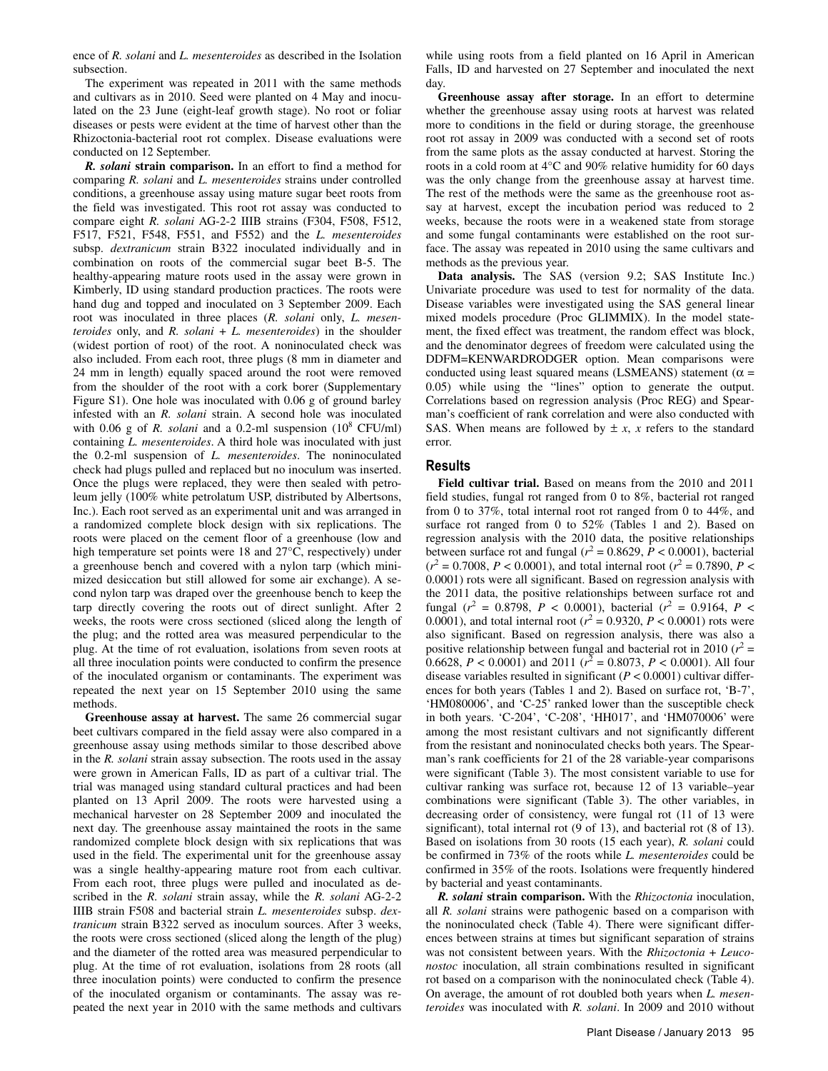ence of *R. solani* and *L. mesenteroides* as described in the Isolation subsection.

The experiment was repeated in 2011 with the same methods and cultivars as in 2010. Seed were planted on 4 May and inoculated on the 23 June (eight-leaf growth stage). No root or foliar diseases or pests were evident at the time of harvest other than the Rhizoctonia-bacterial root rot complex. Disease evaluations were conducted on 12 September.

***R. solani*** **strain comparison.** In an effort to find a method for comparing *R. solani* and *L. mesenteroides* strains under controlled conditions, a greenhouse assay using mature sugar beet roots from the field was investigated. This root rot assay was conducted to compare eight *R. solani* AG-2-2 IIIB strains (F304, F508, F512, F517, F521, F548, F551, and F552) and the *L. mesenteroides* subsp. *dextranicum* strain B322 inoculated individually and in combination on roots of the commercial sugar beet B-5. The healthy-appearing mature roots used in the assay were grown in Kimberly, ID using standard production practices. The roots were hand dug and topped and inoculated on 3 September 2009. Each root was inoculated in three places (*R. solani* only, *L. mesenteroides* only, and *R. solani* + *L. mesenteroides*) in the shoulder (widest portion of root) of the root. A noninoculated check was also included. From each root, three plugs (8 mm in diameter and 24 mm in length) equally spaced around the root were removed from the shoulder of the root with a cork borer (Supplementary Figure S1). One hole was inoculated with 0.06 g of ground barley infested with an *R. solani* strain. A second hole was inoculated with 0.06 g of *R. solani* and a 0.2-ml suspension ($10^8$ CFU/ml) containing *L. mesenteroides*. A third hole was inoculated with just the 0.2-ml suspension of *L. mesenteroides*. The noninoculated check had plugs pulled and replaced but no inoculum was inserted. Once the plugs were replaced, they were then sealed with petroleum jelly (100% white petrolatum USP, distributed by Albertsons, Inc.). Each root served as an experimental unit and was arranged in a randomized complete block design with six replications. The roots were placed on the cement floor of a greenhouse (low and high temperature set points were 18 and 27°C, respectively) under a greenhouse bench and covered with a nylon tarp (which minimized desiccation but still allowed for some air exchange). A second nylon tarp was draped over the greenhouse bench to keep the tarp directly covering the roots out of direct sunlight. After 2 weeks, the roots were cross sectioned (sliced along the length of the plug; and the rotted area was measured perpendicular to the plug. At the time of rot evaluation, isolations from seven roots at all three inoculation points were conducted to confirm the presence of the inoculated organism or contaminants. The experiment was repeated the next year on 15 September 2010 using the same methods.

**Greenhouse assay at harvest.** The same 26 commercial sugar beet cultivars compared in the field assay were also compared in a greenhouse assay using methods similar to those described above in the *R. solani* strain assay subsection. The roots used in the assay were grown in American Falls, ID as part of a cultivar trial. The trial was managed using standard cultural practices and had been planted on 13 April 2009. The roots were harvested using a mechanical harvester on 28 September 2009 and inoculated the next day. The greenhouse assay maintained the roots in the same randomized complete block design with six replications that was used in the field. The experimental unit for the greenhouse assay was a single healthy-appearing mature root from each cultivar. From each root, three plugs were pulled and inoculated as described in the *R. solani* strain assay, while the *R. solani* AG-2-2 IIIB strain F508 and bacterial strain *L. mesenteroides* subsp. *dextranicum* strain B322 served as inoculum sources. After 3 weeks, the roots were cross sectioned (sliced along the length of the plug) and the diameter of the rotted area was measured perpendicular to plug. At the time of rot evaluation, isolations from 28 roots (all three inoculation points) were conducted to confirm the presence of the inoculated organism or contaminants. The assay was repeated the next year in 2010 with the same methods and cultivars while using roots from a field planted on 16 April in American Falls, ID and harvested on 27 September and inoculated the next day.

**Greenhouse assay after storage.** In an effort to determine whether the greenhouse assay using roots at harvest was related more to conditions in the field or during storage, the greenhouse root rot assay in 2009 was conducted with a second set of roots from the same plots as the assay conducted at harvest. Storing the roots in a cold room at 4°C and 90% relative humidity for 60 days was the only change from the greenhouse assay at harvest time. The rest of the methods were the same as the greenhouse root assay at harvest, except the incubation period was reduced to 2 weeks, because the roots were in a weakened state from storage and some fungal contaminants were established on the root surface. The assay was repeated in 2010 using the same cultivars and methods as the previous year.

**Data analysis.** The SAS (version 9.2; SAS Institute Inc.) Univariate procedure was used to test for normality of the data. Disease variables were investigated using the SAS general linear mixed models procedure (Proc GLIMMIX). In the model statement, the fixed effect was treatment, the random effect was block, and the denominator degrees of freedom were calculated using the DDFM=KENWARDRODGER option. Mean comparisons were conducted using least squared means (LSMEANS) statement ($\alpha$ = 0.05) while using the "lines" option to generate the output. Correlations based on regression analysis (Proc REG) and Spearman's coefficient of rank correlation and were also conducted with SAS. When means are followed by $\pm$ *x*, *x* refers to the standard error.

## Results

**Field cultivar trial.** Based on means from the 2010 and 2011 field studies, fungal rot ranged from 0 to 8%, bacterial rot ranged from 0 to 37%, total internal root rot ranged from 0 to 44%, and surface rot ranged from 0 to 52% (Tables 1 and 2). Based on regression analysis with the 2010 data, the positive relationships between surface rot and fungal ($r^2$ = 0.8629, $P$ < 0.0001), bacterial ($r^2$ = 0.7008, $P$ < 0.0001), and total internal root ($r^2$ = 0.7890, $P$ < 0.0001) rots were all significant. Based on regression analysis with the 2011 data, the positive relationships between surface rot and fungal ($r^2$ = 0.8798, $P$ < 0.0001), bacterial ($r^2$ = 0.9164, $P$ < 0.0001), and total internal root ($r^2$ = 0.9320, $P$ < 0.0001) rots were also significant. Based on regression analysis, there was also a positive relationship between fungal and bacterial rot in 2010 ($r^2$ = 0.6628, $P$ < 0.0001) and 2011 ($r^2$ = 0.8073, $P$ < 0.0001). All four disease variables resulted in significant ($P$ < 0.0001) cultivar differences for both years (Tables 1 and 2). Based on surface rot, 'B-7', 'HM080006', and 'C-25' ranked lower than the susceptible check in both years. 'C-204', 'C-208', 'HH017', and 'HM070006' were among the most resistant cultivars and not significantly different from the resistant and noninoculated checks both years. The Spearman's rank coefficients for 21 of the 28 variable-year comparisons were significant (Table 3). The most consistent variable to use for cultivar ranking was surface rot, because 12 of 13 variable–year combinations were significant (Table 3). The other variables, in decreasing order of consistency, were fungal rot (11 of 13 were significant), total internal rot (9 of 13), and bacterial rot (8 of 13). Based on isolations from 30 roots (15 each year), *R. solani* could be confirmed in 73% of the roots while *L. mesenteroides* could be confirmed in 35% of the roots. Isolations were frequently hindered by bacterial and yeast contaminants.

***R. solani*** **strain comparison.** With the *Rhizoctonia* inoculation, all *R. solani* strains were pathogenic based on a comparison with the noninoculated check (Table 4). There were significant differences between strains at times but significant separation of strains was not consistent between years. With the *Rhizoctonia* + *Leuconostoc* inoculation, all strain combinations resulted in significant rot based on a comparison with the noninoculated check (Table 4). On average, the amount of rot doubled both years when *L. mesenteroides* was inoculated with *R. solani*. In 2009 and 2010 without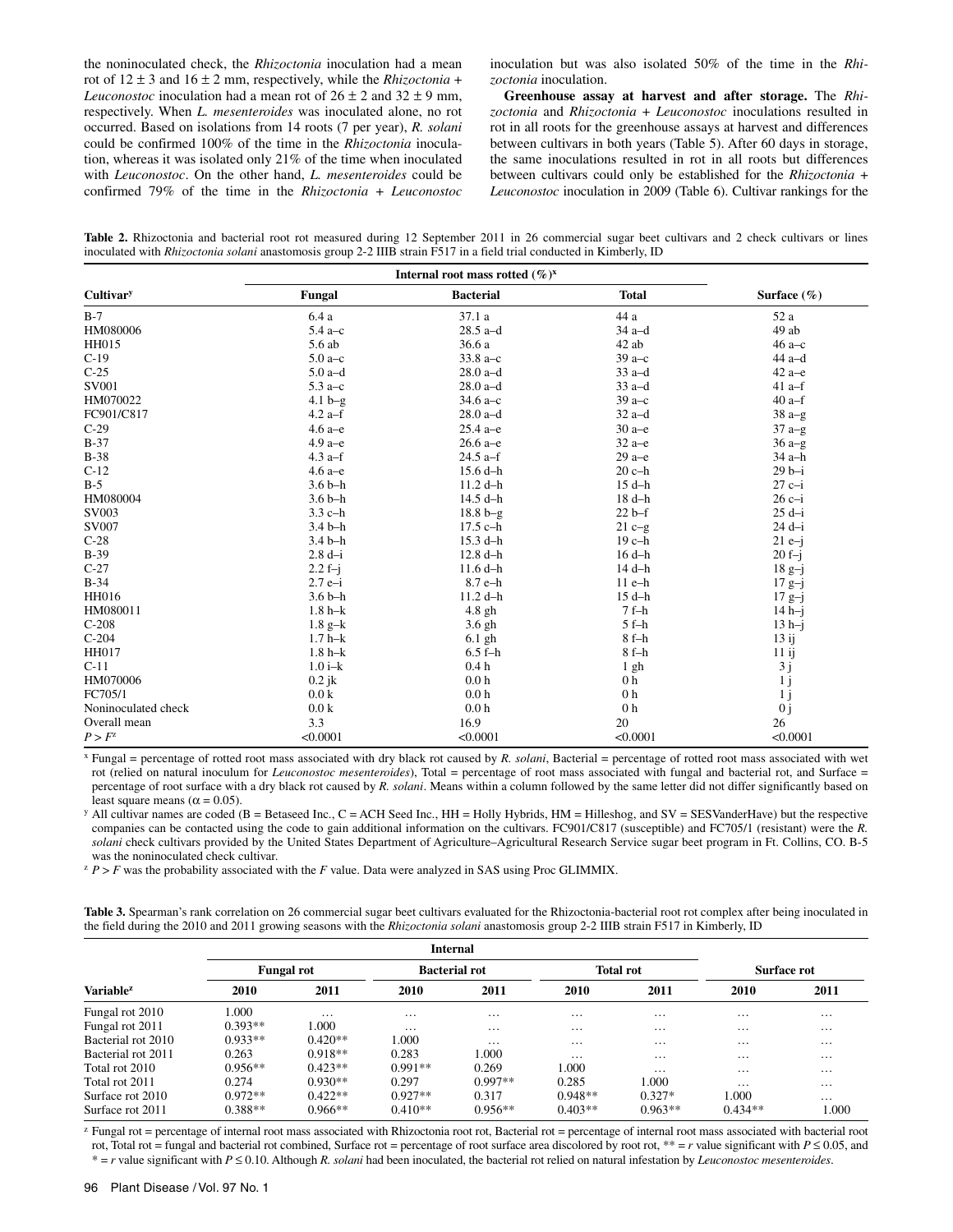the noninoculated check, the *Rhizoctonia* inoculation had a mean rot of 12 ± 3 and 16 ± 2 mm, respectively, while the *Rhizoctonia* + *Leuconostoc* inoculation had a mean rot of 26 ± 2 and 32 ± 9 mm, respectively. When *L. mesenteroides* was inoculated alone, no rot occurred. Based on isolations from 14 roots (7 per year), *R. solani* could be confirmed 100% of the time in the *Rhizoctonia* inoculation, whereas it was isolated only 21% of the time when inoculated with *Leuconostoc*. On the other hand, *L. mesenteroides* could be confirmed 79% of the time in the *Rhizoctonia* + *Leuconostoc* inoculation but was also isolated 50% of the time in the *Rhizoctonia* inoculation.

**Greenhouse assay at harvest and after storage.** The *Rhizoctonia* and *Rhizoctonia* + *Leuconostoc* inoculations resulted in rot in all roots for the greenhouse assays at harvest and differences between cultivars in both years (Table 5). After 60 days in storage, the same inoculations resulted in rot in all roots but differences between cultivars could only be established for the *Rhizoctonia* + *Leuconostoc* inoculation in 2009 (Table 6). Cultivar rankings for the

**Table 2.** Rhizoctonia and bacterial root rot measured during 12 September 2011 in 26 commercial sugar beet cultivars and 2 check cultivars or lines inoculated with *Rhizoctonia solani* anastomosis group 2-2 IIIB strain F517 in a field trial conducted in Kimberly, ID

| | Internal root mass rotted (%)[x] | | | |
|---|---|---|---|---|
| Cultivar[y] | Fungal | Bacterial | Total | Surface (%) |
| B-7 | 6.4 a | 37.1 a | 44 a | 52 a |
| HM080006 | 5.4 a–c | 28.5 a–d | 34 a–d | 49 ab |
| HH015 | 5.6 ab | 36.6 a | 42 ab | 46 a–c |
| C-19 | 5.0 a–c | 33.8 a–c | 39 a–c | 44 a–d |
| C-25 | 5.0 a–d | 28.0 a–d | 33 a–d | 42 a–e |
| SV001 | 5.3 a–c | 28.0 a–d | 33 a–d | 41 a–f |
| HM070022 | 4.1 b–g | 34.6 a–c | 39 a–c | 40 a–f |
| FC901/C817 | 4.2 a–f | 28.0 a–d | 32 a–d | 38 a–g |
| C-29 | 4.6 a–e | 25.4 a–e | 30 a–e | 37 a–g |
| B-37 | 4.9 a–e | 26.6 a–e | 32 a–e | 36 a–g |
| B-38 | 4.3 a–f | 24.5 a–f | 29 a–e | 34 a–h |
| C-12 | 4.6 a–e | 15.6 d–h | 20 c–h | 29 b–i |
| B-5 | 3.6 b–h | 11.2 d–h | 15 d–h | 27 c–i |
| HM080004 | 3.6 b–h | 14.5 d–h | 18 d–h | 26 c–i |
| SV003 | 3.3 c–h | 18.8 b–g | 22 b–f | 25 d–i |
| SV007 | 3.4 b–h | 17.5 c–h | 21 c–g | 24 d–i |
| C-28 | 3.4 b–h | 15.3 d–h | 19 c–h | 21 e–j |
| B-39 | 2.8 d–i | 12.8 d–h | 16 d–h | 20 f–j |
| C-27 | 2.2 f–j | 11.6 d–h | 14 d–h | 18 g–j |
| B-34 | 2.7 e–i | 8.7 e–h | 11 e–h | 17 g–j |
| HH016 | 3.6 b–h | 11.2 d–h | 15 d–h | 17 g–j |
| HM080011 | 1.8 h–k | 4.8 gh | 7 f–h | 14 h–j |
| C-208 | 1.8 g–k | 3.6 gh | 5 f–h | 13 h–j |
| C-204 | 1.7 h–k | 6.1 gh | 8 f–h | 13 ij |
| HH017 | 1.8 h–k | 6.5 f–h | 8 f–h | 11 ij |
| C-11 | 1.0 i–k | 0.4 h | 1 gh | 3 j |
| HM070006 | 0.2 jk | 0.0 h | 0 h | 1 j |
| FC705/1 | 0.0 k | 0.0 h | 0 h | 1 j |
| Noninoculated check | 0.0 k | 0.0 h | 0 h | 0 j |
| Overall mean | 3.3 | 16.9 | 20 | 26 |
| $P > F$[z] | <0.0001 | <0.0001 | <0.0001 | <0.0001 |

[x] Fungal = percentage of rotted root mass associated with dry black rot caused by *R. solani*, Bacterial = percentage of rotted root mass associated with wet rot (relied on natural inoculum for *Leuconostoc mesenteroides*), Total = percentage of root mass associated with fungal and bacterial rot, and Surface = percentage of root surface with a dry black rot caused by *R. solani*. Means within a column followed by the same letter did not differ significantly based on least square means ($\alpha = 0.05$).

[y] All cultivar names are coded (B = Betaseed Inc., C = ACH Seed Inc., HH = Holly Hybrids, HM = Hilleshog, and SV = SESVanderHave) but the respective companies can be contacted using the code to gain additional information on the cultivars. FC901/C817 (susceptible) and FC705/1 (resistant) were the *R. solani* check cultivars provided by the United States Department of Agriculture–Agricultural Research Service sugar beet program in Ft. Collins, CO. B-5 was the noninoculated check cultivar.

[z] $P > F$ was the probability associated with the $F$ value. Data were analyzed in SAS using Proc GLIMMIX.

**Table 3.** Spearman's rank correlation on 26 commercial sugar beet cultivars evaluated for the Rhizoctonia-bacterial root rot complex after being inoculated in the field during the 2010 and 2011 growing seasons with the *Rhizoctonia solani* anastomosis group 2-2 IIIB strain F517 in Kimberly, ID

| | Internal | | | | | | | |
|---|---|---|---|---|---|---|---|---|
| | Fungal rot | | Bacterial rot | | Total rot | | Surface rot | |
| Variable[z] | 2010 | 2011 | 2010 | 2011 | 2010 | 2011 | 2010 | 2011 |
| Fungal rot 2010 | 1.000 | … | … | … | … | … | … | … |
| Fungal rot 2011 | 0.393** | 1.000 | … | … | … | … | … | … |
| Bacterial rot 2010 | 0.933** | 0.420** | 1.000 | … | … | … | … | … |
| Bacterial rot 2011 | 0.263 | 0.918** | 0.283 | 1.000 | … | … | … | … |
| Total rot 2010 | 0.956** | 0.423** | 0.991** | 0.269 | 1.000 | … | … | … |
| Total rot 2011 | 0.274 | 0.930** | 0.297 | 0.997** | 0.285 | 1.000 | … | … |
| Surface rot 2010 | 0.972** | 0.422** | 0.927** | 0.317 | 0.948** | 0.327* | 1.000 | … |
| Surface rot 2011 | 0.388** | 0.966** | 0.410** | 0.956** | 0.403** | 0.963** | 0.434** | 1.000 |

[z] Fungal rot = percentage of internal root mass associated with Rhizoctonia root rot, Bacterial rot = percentage of internal root mass associated with bacterial root rot, Total rot = fungal and bacterial rot combined, Surface rot = percentage of root surface area discolored by root rot, ** = $r$ value significant with $P \leq 0.05$, and * = $r$ value significant with $P \leq 0.10$. Although *R. solani* had been inoculated, the bacterial rot relied on natural infestation by *Leuconostoc mesenteroides*.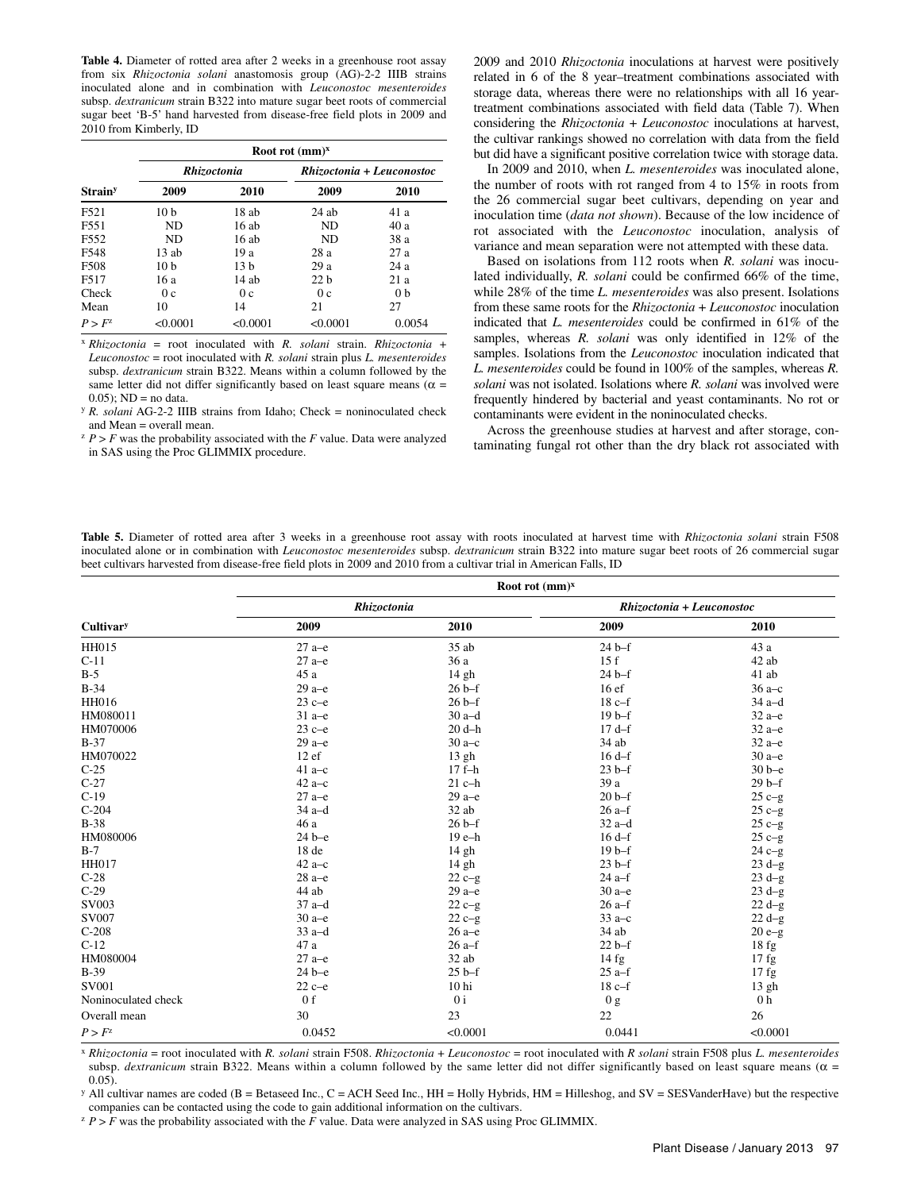**Table 4.** Diameter of rotted area after 2 weeks in a greenhouse root assay from six *Rhizoctonia solani* anastomosis group (AG)-2-2 IIIB strains inoculated alone and in combination with *Leuconostoc mesenteroides* subsp. *dextranicum* strain B322 into mature sugar beet roots of commercial sugar beet 'B-5' hand harvested from disease-free field plots in 2009 and 2010 from Kimberly, ID

| Strain[y] | Root rot (mm)[x] | | | |
|---|---|---|---|---|
| | *Rhizoctonia* | | *Rhizoctonia + Leuconostoc* | |
| | 2009 | 2010 | 2009 | 2010 |
| F521 | 10 b | 18 ab | 24 ab | 41 a |
| F551 | ND | 16 ab | ND | 40 a |
| F552 | ND | 16 ab | ND | 38 a |
| F548 | 13 ab | 19 a | 28 a | 27 a |
| F508 | 10 b | 13 b | 29 a | 24 a |
| F517 | 16 a | 14 ab | 22 b | 21 a |
| Check | 0 c | 0 c | 0 c | 0 b |
| Mean | 10 | 14 | 21 | 27 |
| $P > F$[z] | <0.0001 | <0.0001 | <0.0001 | 0.0054 |

[x] *Rhizoctonia* = root inoculated with *R. solani* strain. *Rhizoctonia* + *Leuconostoc* = root inoculated with *R. solani* strain plus *L. mesenteroides* subsp. *dextranicum* strain B322. Means within a column followed by the same letter did not differ significantly based on least square means ($\alpha$ = 0.05); ND = no data.

[y] *R. solani* AG-2-2 IIIB strains from Idaho; Check = noninoculated check and Mean = overall mean.

[z] $P > F$ was the probability associated with the $F$ value. Data were analyzed in SAS using the Proc GLIMMIX procedure.

2009 and 2010 *Rhizoctonia* inoculations at harvest were positively related in 6 of the 8 year–treatment combinations associated with storage data, whereas there were no relationships with all 16 year-treatment combinations associated with field data (Table 7). When considering the *Rhizoctonia* + *Leuconostoc* inoculations at harvest, the cultivar rankings showed no correlation with data from the field but did have a significant positive correlation twice with storage data.

In 2009 and 2010, when *L. mesenteroides* was inoculated alone, the number of roots with rot ranged from 4 to 15% in roots from the 26 commercial sugar beet cultivars, depending on year and inoculation time (*data not shown*). Because of the low incidence of rot associated with the *Leuconostoc* inoculation, analysis of variance and mean separation were not attempted with these data.

Based on isolations from 112 roots when *R. solani* was inoculated individually, *R. solani* could be confirmed 66% of the time, while 28% of the time *L. mesenteroides* was also present. Isolations from these same roots for the *Rhizoctonia* + *Leuconostoc* inoculation indicated that *L. mesenteroides* could be confirmed in 61% of the samples, whereas *R. solani* was only identified in 12% of the samples. Isolations from the *Leuconostoc* inoculation indicated that *L. mesenteroides* could be found in 100% of the samples, whereas *R. solani* was not isolated. Isolations where *R. solani* was involved were frequently hindered by bacterial and yeast contaminants. No rot or contaminants were evident in the noninoculated checks.

Across the greenhouse studies at harvest and after storage, contaminating fungal rot other than the dry black rot associated with

**Table 5.** Diameter of rotted area after 3 weeks in a greenhouse root assay with roots inoculated at harvest time with *Rhizoctonia solani* strain F508 inoculated alone or in combination with *Leuconostoc mesenteroides* subsp. *dextranicum* strain B322 into mature sugar beet roots of 26 commercial sugar beet cultivars harvested from disease-free field plots in 2009 and 2010 from a cultivar trial in American Falls, ID

| Cultivar[y] | Root rot (mm)[x] | | | |
|---|---|---|---|---|
| | *Rhizoctonia* | | *Rhizoctonia + Leuconostoc* | |
| | 2009 | 2010 | 2009 | 2010 |
| HH015 | 27 a–e | 35 ab | 24 b–f | 43 a |
| C-11 | 27 a–e | 36 a | 15 f | 42 ab |
| B-5 | 45 a | 14 gh | 24 b–f | 41 ab |
| B-34 | 29 a–e | 26 b–f | 16 ef | 36 a–c |
| HH016 | 23 c–e | 26 b–f | 18 c–f | 34 a–d |
| HM080011 | 31 a–e | 30 a–d | 19 b–f | 32 a–e |
| HM070006 | 23 c–e | 20 d–h | 17 d–f | 32 a–e |
| B-37 | 29 a–e | 30 a–c | 34 ab | 32 a–e |
| HM070022 | 12 ef | 13 gh | 16 d–f | 30 a–e |
| C-25 | 41 a–c | 17 f–h | 23 b–f | 30 b–e |
| C-27 | 42 a–c | 21 c–h | 39 a | 29 b–f |
| C-19 | 27 a–e | 29 a–e | 20 b–f | 25 c–g |
| C-204 | 34 a–d | 32 ab | 26 a–f | 25 c–g |
| B-38 | 46 a | 26 b–f | 32 a–d | 25 c–g |
| HM080006 | 24 b–e | 19 e–h | 16 d–f | 25 c–g |
| B-7 | 18 de | 14 gh | 19 b–f | 24 c–g |
| HH017 | 42 a–c | 14 gh | 23 b–f | 23 d–g |
| C-28 | 28 a–e | 22 c–g | 24 a–f | 23 d–g |
| C-29 | 44 ab | 29 a–e | 30 a–e | 23 d–g |
| SV003 | 37 a–d | 22 c–g | 26 a–f | 22 d–g |
| SV007 | 30 a–e | 22 c–g | 33 a–c | 22 d–g |
| C-208 | 33 a–d | 26 a–e | 34 ab | 20 e–g |
| C-12 | 47 a | 26 a–f | 22 b–f | 18 fg |
| HM080004 | 27 a–e | 32 ab | 14 fg | 17 fg |
| B-39 | 24 b–e | 25 b–f | 25 a–f | 17 fg |
| SV001 | 22 c–e | 10 hi | 18 c–f | 13 gh |
| Noninoculated check | 0 f | 0 i | 0 g | 0 h |
| Overall mean | 30 | 23 | 22 | 26 |
| $P > F$[z] | 0.0452 | <0.0001 | 0.0441 | <0.0001 |

[x] *Rhizoctonia* = root inoculated with *R. solani* strain F508. *Rhizoctonia* + *Leuconostoc* = root inoculated with *R solani* strain F508 plus *L. mesenteroides* subsp. *dextranicum* strain B322. Means within a column followed by the same letter did not differ significantly based on least square means ($\alpha$ = 0.05).

[y] All cultivar names are coded (B = Betaseed Inc., C = ACH Seed Inc., HH = Holly Hybrids, HM = Hilleshog, and SV = SESVanderHave) but the respective companies can be contacted using the code to gain additional information on the cultivars.

[z] $P > F$ was the probability associated with the $F$ value. Data were analyzed in SAS using Proc GLIMMIX.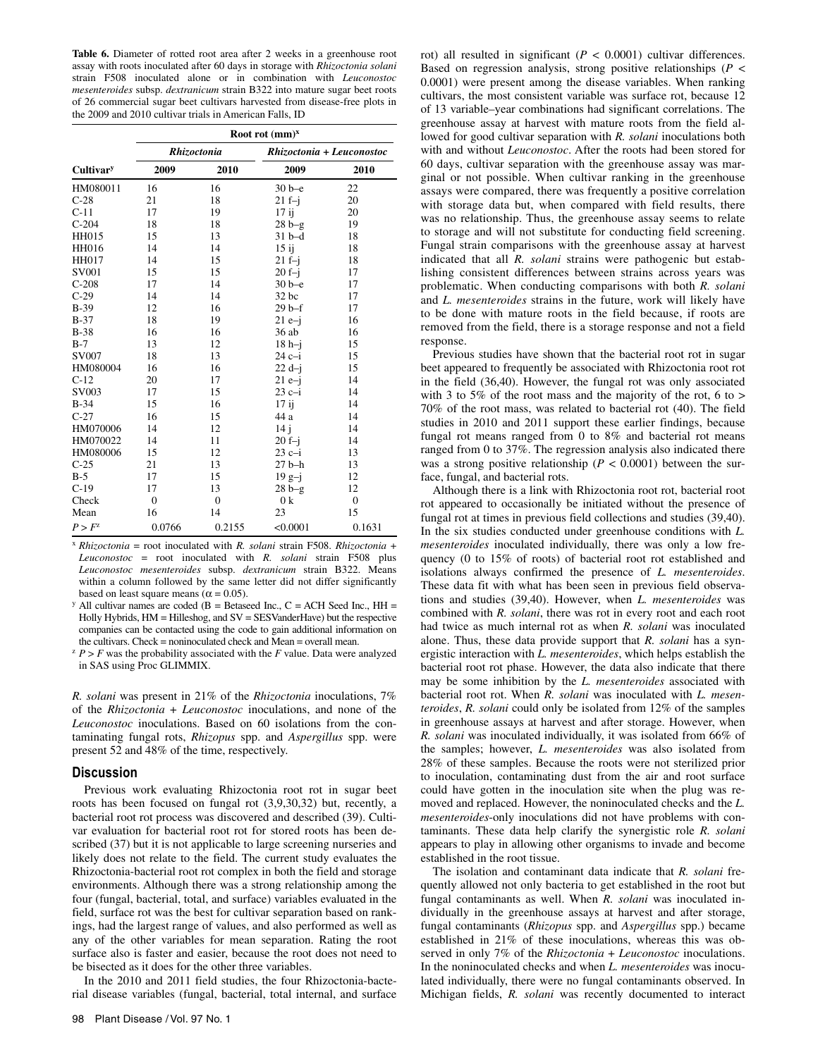**Table 6.** Diameter of rotted root area after 2 weeks in a greenhouse root assay with roots inoculated after 60 days in storage with *Rhizoctonia solani* strain F508 inoculated alone or in combination with *Leuconostoc mesenteroides* subsp. *dextranicum* strain B322 into mature sugar beet roots of 26 commercial sugar beet cultivars harvested from disease-free plots in the 2009 and 2010 cultivar trials in American Falls, ID

| | Root rot (mm)[x] | | | |
|---|---|---|---|---|
| | *Rhizoctonia* | | *Rhizoctonia + Leuconostoc* | |
| **Cultivar**[y] | **2009** | **2010** | **2009** | **2010** |
| HM080011 | 16 | 16 | 30 b–e | 22 |
| C-28 | 21 | 18 | 21 f–j | 20 |
| C-11 | 17 | 19 | 17 ij | 20 |
| C-204 | 18 | 18 | 28 b–g | 19 |
| HH015 | 15 | 13 | 31 b–d | 18 |
| HH016 | 14 | 14 | 15 ij | 18 |
| HH017 | 14 | 15 | 21 f–j | 18 |
| SV001 | 15 | 15 | 20 f–j | 17 |
| C-208 | 17 | 14 | 30 b–e | 17 |
| C-29 | 14 | 14 | 32 bc | 17 |
| B-39 | 12 | 16 | 29 b–f | 17 |
| B-37 | 18 | 19 | 21 e–j | 16 |
| B-38 | 16 | 16 | 36 ab | 16 |
| B-7 | 13 | 12 | 18 h–j | 15 |
| SV007 | 18 | 13 | 24 c–i | 15 |
| HM080004 | 16 | 16 | 22 d–j | 15 |
| C-12 | 20 | 17 | 21 e–j | 14 |
| SV003 | 17 | 15 | 23 c–i | 14 |
| B-34 | 15 | 16 | 17 ij | 14 |
| C-27 | 16 | 15 | 44 a | 14 |
| HM070006 | 14 | 12 | 14 j | 14 |
| HM070022 | 14 | 11 | 20 f–j | 14 |
| HM080006 | 15 | 12 | 23 c–i | 13 |
| C-25 | 21 | 13 | 27 b–h | 13 |
| B-5 | 17 | 15 | 19 g–j | 12 |
| C-19 | 17 | 13 | 28 b–g | 12 |
| Check | 0 | 0 | 0 k | 0 |
| Mean | 16 | 14 | 23 | 15 |
| $P > F$[z] | 0.0766 | 0.2155 | <0.0001 | 0.1631 |

[x] *Rhizoctonia* = root inoculated with *R. solani* strain F508. *Rhizoctonia* + *Leuconostoc* = root inoculated with *R. solani* strain F508 plus *Leuconostoc mesenteroides* subsp. *dextranicum* strain B322. Means within a column followed by the same letter did not differ significantly based on least square means ($\alpha = 0.05$).

[y] All cultivar names are coded (B = Betaseed Inc., C = ACH Seed Inc., HH = Holly Hybrids, HM = Hilleshog, and SV = SESVanderHave) but the respective companies can be contacted using the code to gain additional information on the cultivars. Check = noninoculated check and Mean = overall mean.

[z] $P > F$ was the probability associated with the *F* value. Data were analyzed in SAS using Proc GLIMMIX.

*R. solani* was present in 21% of the *Rhizoctonia* inoculations, 7% of the *Rhizoctonia* + *Leuconostoc* inoculations, and none of the *Leuconostoc* inoculations. Based on 60 isolations from the contaminating fungal rots, *Rhizopus* spp. and *Aspergillus* spp. were present 52 and 48% of the time, respectively.

## Discussion

Previous work evaluating Rhizoctonia root rot in sugar beet roots has been focused on fungal rot (3,9,30,32) but, recently, a bacterial root rot process was discovered and described (39). Cultivar evaluation for bacterial root rot for stored roots has been described (37) but it is not applicable to large screening nurseries and likely does not relate to the field. The current study evaluates the Rhizoctonia-bacterial root rot complex in both the field and storage environments. Although there was a strong relationship among the four (fungal, bacterial, total, and surface) variables evaluated in the field, surface rot was the best for cultivar separation based on rankings, had the largest range of values, and also performed as well as any of the other variables for mean separation. Rating the root surface also is faster and easier, because the root does not need to be bisected as it does for the other three variables.

In the 2010 and 2011 field studies, the four Rhizoctonia-bacterial disease variables (fungal, bacterial, total internal, and surface rot) all resulted in significant ($P < 0.0001$) cultivar differences. Based on regression analysis, strong positive relationships ($P < 0.0001$) were present among the disease variables. When ranking cultivars, the most consistent variable was surface rot, because 12 of 13 variable–year combinations had significant correlations. The greenhouse assay at harvest with mature roots from the field allowed for good cultivar separation with *R. solani* inoculations both with and without *Leuconostoc*. After the roots had been stored for 60 days, cultivar separation with the greenhouse assay was marginal or not possible. When cultivar ranking in the greenhouse assays were compared, there was frequently a positive correlation with storage data but, when compared with field results, there was no relationship. Thus, the greenhouse assay seems to relate to storage and will not substitute for conducting field screening. Fungal strain comparisons with the greenhouse assay at harvest indicated that all *R. solani* strains were pathogenic but establishing consistent differences between strains across years was problematic. When conducting comparisons with both *R. solani* and *L. mesenteroides* strains in the future, work will likely have to be done with mature roots in the field because, if roots are removed from the field, there is a storage response and not a field response.

Previous studies have shown that the bacterial root rot in sugar beet appeared to frequently be associated with Rhizoctonia root rot in the field (36,40). However, the fungal rot was only associated with 3 to 5% of the root mass and the majority of the rot, 6 to > 70% of the root mass, was related to bacterial rot (40). The field studies in 2010 and 2011 support these earlier findings, because fungal rot means ranged from 0 to 8% and bacterial rot means ranged from 0 to 37%. The regression analysis also indicated there was a strong positive relationship ($P < 0.0001$) between the surface, fungal, and bacterial rots.

Although there is a link with Rhizoctonia root rot, bacterial root rot appeared to occasionally be initiated without the presence of fungal rot at times in previous field collections and studies (39,40). In the six studies conducted under greenhouse conditions with *L. mesenteroides* inoculated individually, there was only a low frequency (0 to 15% of roots) of bacterial root rot established and isolations always confirmed the presence of *L. mesenteroides*. These data fit with what has been seen in previous field observations and studies (39,40). However, when *L. mesenteroides* was combined with *R. solani*, there was rot in every root and each root had twice as much internal rot as when *R. solani* was inoculated alone. Thus, these data provide support that *R. solani* has a synergistic interaction with *L. mesenteroides*, which helps establish the bacterial root rot phase. However, the data also indicate that there may be some inhibition by the *L. mesenteroides* associated with bacterial root rot. When *R. solani* was inoculated with *L. mesenteroides*, *R. solani* could only be isolated from 12% of the samples in greenhouse assays at harvest and after storage. However, when *R. solani* was inoculated individually, it was isolated from 66% of the samples; however, *L. mesenteroides* was also isolated from 28% of these samples. Because the roots were not sterilized prior to inoculation, contaminating dust from the air and root surface could have gotten in the inoculation site when the plug was removed and replaced. However, the noninoculated checks and the *L. mesenteroides*-only inoculations did not have problems with contaminants. These data help clarify the synergistic role *R. solani* appears to play in allowing other organisms to invade and become established in the root tissue.

The isolation and contaminant data indicate that *R. solani* frequently allowed not only bacteria to get established in the root but fungal contaminants as well. When *R. solani* was inoculated individually in the greenhouse assays at harvest and after storage, fungal contaminants (*Rhizopus* spp. and *Aspergillus* spp.) became established in 21% of these inoculations, whereas this was observed in only 7% of the *Rhizoctonia* + *Leuconostoc* inoculations. In the noninoculated checks and when *L. mesenteroides* was inoculated individually, there were no fungal contaminants observed. In Michigan fields, *R. solani* was recently documented to interact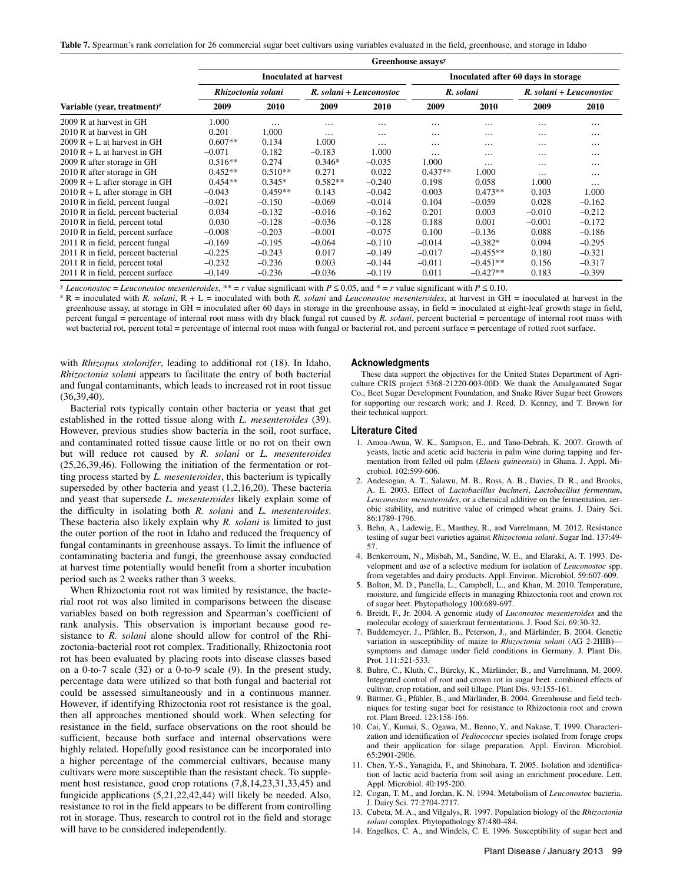**Table 7.** Spearman's rank correlation for 26 commercial sugar beet cultivars using variables evaluated in the field, greenhouse, and storage in Idaho

| | Greenhouse assays[y] | | | | | | | |
|---|---|---|---|---|---|---|---|---|
| | Inoculated at harvest | | | | Inoculated after 60 days in storage | | | |
| | *Rhizoctonia solani* | | *R. solani* + *Leuconostoc* | | *R. solani* | | *R. solani* + *Leuconostoc* | |
| Variable (year, treatment)[z] | 2009 | 2010 | 2009 | 2010 | 2009 | 2010 | 2009 | 2010 |
| 2009 R at harvest in GH | 1.000 | … | … | … | … | … | … | … |
| 2010 R at harvest in GH | 0.201 | 1.000 | … | … | … | … | … | … |
| 2009 R + L at harvest in GH | 0.607** | 0.134 | 1.000 | … | … | … | … | … |
| 2010 R + L at harvest in GH | –0.071 | 0.182 | –0.183 | 1.000 | … | … | … | … |
| 2009 R after storage in GH | 0.516** | 0.274 | 0.346* | –0.035 | 1.000 | … | … | … |
| 2010 R after storage in GH | 0.452** | 0.510** | 0.271 | 0.022 | 0.437** | 1.000 | … | … |
| 2009 R + L after storage in GH | 0.454** | 0.345* | 0.582** | –0.240 | 0.198 | 0.058 | 1.000 | … |
| 2010 R + L after storage in GH | –0.043 | 0.459** | 0.143 | –0.042 | 0.003 | 0.473** | 0.103 | 1.000 |
| 2010 R in field, percent fungal | –0.021 | –0.150 | –0.069 | –0.014 | 0.104 | –0.059 | 0.028 | –0.162 |
| 2010 R in field, percent bacterial | 0.034 | –0.132 | –0.016 | –0.162 | 0.201 | 0.003 | –0.010 | –0.212 |
| 2010 R in field, percent total | 0.030 | –0.128 | –0.036 | –0.128 | 0.188 | 0.001 | –0.001 | –0.172 |
| 2010 R in field, percent surface | –0.008 | –0.203 | –0.001 | –0.075 | 0.100 | –0.136 | 0.088 | –0.186 |
| 2011 R in field, percent fungal | –0.169 | –0.195 | –0.064 | –0.110 | –0.014 | –0.382* | 0.094 | –0.295 |
| 2011 R in field, percent bacterial | –0.225 | –0.243 | 0.017 | –0.149 | –0.017 | –0.455** | 0.180 | –0.321 |
| 2011 R in field, percent total | –0.232 | –0.236 | 0.003 | –0.144 | –0.011 | –0.451** | 0.156 | –0.317 |
| 2011 R in field, percent surface | –0.149 | –0.236 | –0.036 | –0.119 | 0.011 | –0.427** | 0.183 | –0.399 |

[y] *Leuconostoc* = *Leuconostoc mesenteroides*, ** = $r$ value significant with $P \leq 0.05$, and * = $r$ value significant with $P \leq 0.10$.

[z] R = inoculated with *R. solani*, R + L = inoculated with both *R. solani* and *Leuconostoc mesenteroides*, at harvest in GH = inoculated at harvest in the greenhouse assay, at storage in GH = inoculated after 60 days in storage in the greenhouse assay, in field = inoculated at eight-leaf growth stage in field, percent fungal = percentage of internal root mass with dry black fungal rot caused by *R. solani*, percent bacterial = percentage of internal root mass with wet bacterial rot, percent total = percentage of internal root mass with fungal or bacterial rot, and percent surface = percentage of rotted root surface.

with *Rhizopus stolonifer*, leading to additional rot (18). In Idaho, *Rhizoctonia solani* appears to facilitate the entry of both bacterial and fungal contaminants, which leads to increased rot in root tissue (36,39,40).

Bacterial rots typically contain other bacteria or yeast that get established in the rotted tissue along with *L. mesenteroides* (39). However, previous studies show bacteria in the soil, root surface, and contaminated rotted tissue cause little or no rot on their own but will reduce rot caused by *R. solani* or *L. mesenteroides* (25,26,39,46). Following the initiation of the fermentation or rotting process started by *L. mesenteroides*, this bacterium is typically superseded by other bacteria and yeast (1,2,16,20). These bacteria and yeast that supersede *L. mesenteroides* likely explain some of the difficulty in isolating both *R. solani* and *L. mesenteroides*. These bacteria also likely explain why *R. solani* is limited to just the outer portion of the root in Idaho and reduced the frequency of fungal contaminants in greenhouse assays. To limit the influence of contaminating bacteria and fungi, the greenhouse assay conducted at harvest time potentially would benefit from a shorter incubation period such as 2 weeks rather than 3 weeks.

When Rhizoctonia root rot was limited by resistance, the bacterial root rot was also limited in comparisons between the disease variables based on both regression and Spearman's coefficient of rank analysis. This observation is important because good resistance to *R. solani* alone should allow for control of the Rhizoctonia-bacterial root rot complex. Traditionally, Rhizoctonia root rot has been evaluated by placing roots into disease classes based on a 0-to-7 scale (32) or a 0-to-9 scale (9). In the present study, percentage data were utilized so that both fungal and bacterial rot could be assessed simultaneously and in a continuous manner. However, if identifying Rhizoctonia root rot resistance is the goal, then all approaches mentioned should work. When selecting for resistance in the field, surface observations on the root should be sufficient, because both surface and internal observations were highly related. Hopefully good resistance can be incorporated into a higher percentage of the commercial cultivars, because many cultivars were more susceptible than the resistant check. To supplement host resistance, good crop rotations (7,8,14,23,31,33,45) and fungicide applications (5,21,22,42,44) will likely be needed. Also, resistance to rot in the field appears to be different from controlling rot in storage. Thus, research to control rot in the field and storage will have to be considered independently.

## Acknowledgments

These data support the objectives for the United States Department of Agriculture CRIS project 5368-21220-003-00D. We thank the Amalgamated Sugar Co., Beet Sugar Development Foundation, and Snake River Sugar beet Growers for supporting our research work; and J. Reed, D. Kenney, and T. Brown for their technical support.

## Literature Cited

1. Amoa-Awua, W. K., Sampson, E., and Tano-Debrah, K. 2007. Growth of yeasts, lactic and acetic acid bacteria in palm wine during tapping and fermentation from felled oil palm (*Elaeis guineensis*) in Ghana. J. Appl. Microbiol. 102:599-606.
2. Andesogan, A. T., Salawu, M. B., Ross, A. B., Davies, D. R., and Brooks, A. E. 2003. Effect of *Lactobacillus buchneri*, *Lactobacillus fermentum*, *Leuconostoc mesenteroides*, or a chemical additive on the fermentation, aerobic stability, and nutritive value of crimped wheat grains. J. Dairy Sci. 86:1789-1796.
3. Behn, A., Ladewig, E., Manthey, R., and Varrelmann, M. 2012. Resistance testing of sugar beet varieties against *Rhizoctonia solani*. Sugar Ind. 137:49-57.
4. Benkerroum, N., Misbah, M., Sandine, W. E., and Elaraki, A. T. 1993. Development and use of a selective medium for isolation of *Leuconostoc* spp. from vegetables and dairy products. Appl. Environ. Microbiol. 59:607-609.
5. Bolton, M. D., Panella, L., Campbell, L., and Khan, M. 2010. Temperature, moisture, and fungicide effects in managing Rhizoctonia root and crown rot of sugar beet. Phytopathology 100:689-697.
6. Breidt, F., Jr. 2004. A genomic study of *Luconostoc mesenteroides* and the molecular ecology of sauerkraut fermentations. J. Food Sci. 69:30-32.
7. Buddemeyer, J., Pfähler, B., Peterson, J., and Märländer, B. 2004. Genetic variation in susceptibility of maize to *Rhizoctonia solani* (AG 2-2IIIB)—symptoms and damage under field conditions in Germany. J. Plant Dis. Prot. 111:521-533.
8. Buhre, C., Kluth, C., Bürcky, K., Märländer, B., and Varrelmann, M. 2009. Integrated control of root and crown rot in sugar beet: combined effects of cultivar, crop rotation, and soil tillage. Plant Dis. 93:155-161.
9. Büttner, G., Pfähler, B., and Märländer, B. 2004. Greenhouse and field techniques for testing sugar beet for resistance to Rhizoctonia root and crown rot. Plant Breed. 123:158-166.
10. Cai, Y., Kumai, S., Ogawa, M., Benno, Y., and Nakase, T. 1999. Characterization and identification of *Pediococcus* species isolated from forage crops and their application for silage preparation. Appl. Environ. Microbiol. 65:2901-2906.
11. Chen, Y.-S., Yanagida, F., and Shinohara, T. 2005. Isolation and identification of lactic acid bacteria from soil using an enrichment procedure. Lett. Appl. Microbiol. 40:195-200.
12. Cogan, T. M., and Jordan, K. N. 1994. Metabolism of *Leuconostoc* bacteria. J. Dairy Sci. 77:2704-2717.
13. Cubeta, M. A., and Vilgalys, R. 1997. Population biology of the *Rhizoctonia solani* complex. Phytopathology 87:480-484.
14. Engelkes, C. A., and Windels, C. E. 1996. Susceptibility of sugar beet and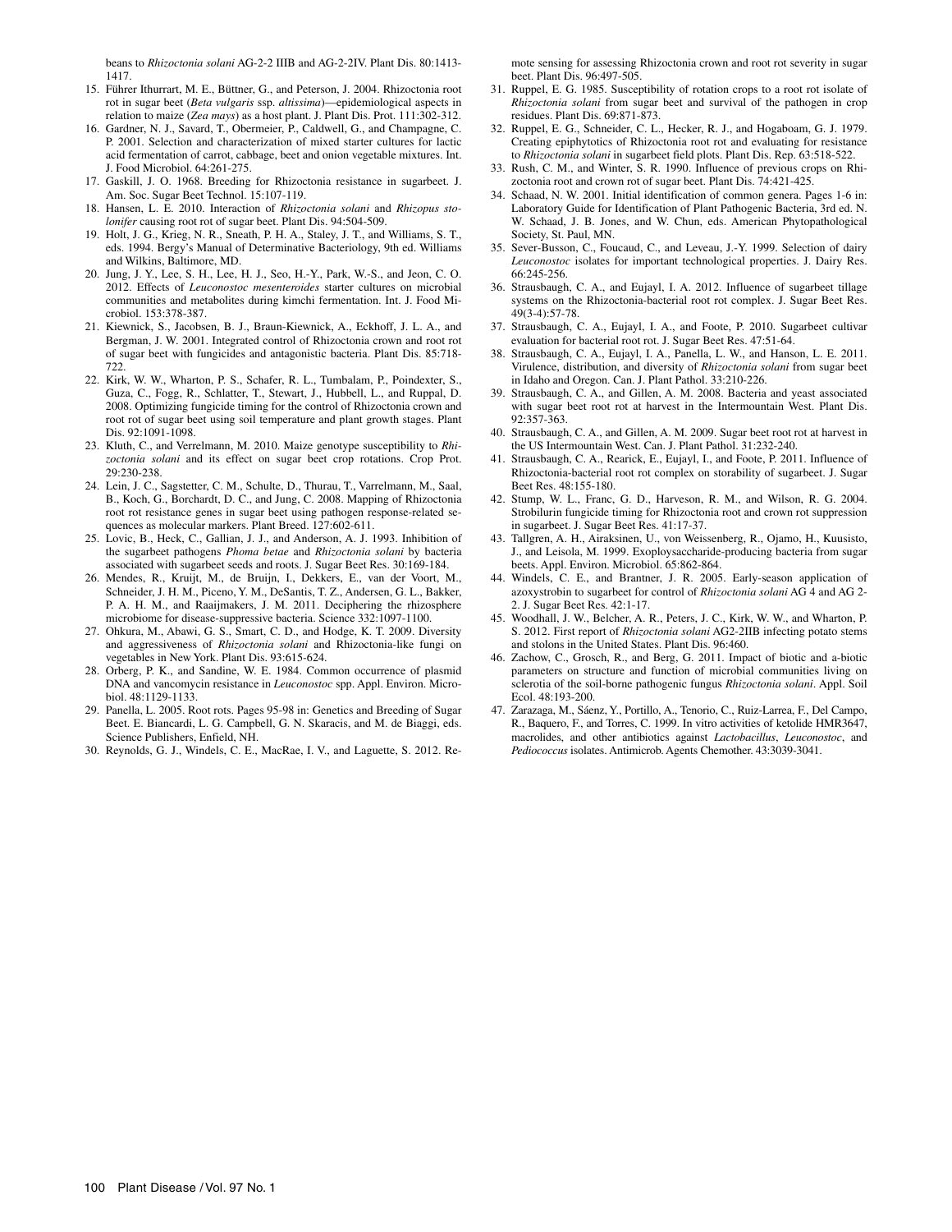beans to *Rhizoctonia solani* AG-2-2 IIIB and AG-2-2IV. Plant Dis. 80:1413-1417.

15. Führer Ithurrart, M. E., Büttner, G., and Peterson, J. 2004. Rhizoctonia root rot in sugar beet (*Beta vulgaris* ssp. *altissima*)—epidemiological aspects in relation to maize (*Zea mays*) as a host plant. J. Plant Dis. Prot. 111:302-312.
16. Gardner, N. J., Savard, T., Obermeier, P., Caldwell, G., and Champagne, C. P. 2001. Selection and characterization of mixed starter cultures for lactic acid fermentation of carrot, cabbage, beet and onion vegetable mixtures. Int. J. Food Microbiol. 64:261-275.
17. Gaskill, J. O. 1968. Breeding for Rhizoctonia resistance in sugarbeet. J. Am. Soc. Sugar Beet Technol. 15:107-119.
18. Hansen, L. E. 2010. Interaction of *Rhizoctonia solani* and *Rhizopus stolonifer* causing root rot of sugar beet. Plant Dis. 94:504-509.
19. Holt, J. G., Krieg, N. R., Sneath, P. H. A., Staley, J. T., and Williams, S. T., eds. 1994. Bergy's Manual of Determinative Bacteriology, 9th ed. Williams and Wilkins, Baltimore, MD.
20. Jung, J. Y., Lee, S. H., Lee, H. J., Seo, H.-Y., Park, W.-S., and Jeon, C. O. 2012. Effects of *Leuconostoc mesenteroides* starter cultures on microbial communities and metabolites during kimchi fermentation. Int. J. Food Microbiol. 153:378-387.
21. Kiewnick, S., Jacobsen, B. J., Braun-Kiewnick, A., Eckhoff, J. L. A., and Bergman, J. W. 2001. Integrated control of Rhizoctonia crown and root rot of sugar beet with fungicides and antagonistic bacteria. Plant Dis. 85:718-722.
22. Kirk, W. W., Wharton, P. S., Schafer, R. L., Tumbalam, P., Poindexter, S., Guza, C., Fogg, R., Schlatter, T., Stewart, J., Hubbell, L., and Ruppal, D. 2008. Optimizing fungicide timing for the control of Rhizoctonia crown and root rot of sugar beet using soil temperature and plant growth stages. Plant Dis. 92:1091-1098.
23. Kluth, C., and Verrelmann, M. 2010. Maize genotype susceptibility to *Rhizoctonia solani* and its effect on sugar beet crop rotations. Crop Prot. 29:230-238.
24. Lein, J. C., Sagstetter, C. M., Schulte, D., Thurau, T., Varrelmann, M., Saal, B., Koch, G., Borchardt, D. C., and Jung, C. 2008. Mapping of Rhizoctonia root rot resistance genes in sugar beet using pathogen response-related sequences as molecular markers. Plant Breed. 127:602-611.
25. Lovic, B., Heck, C., Gallian, J. J., and Anderson, A. J. 1993. Inhibition of the sugarbeet pathogens *Phoma betae* and *Rhizoctonia solani* by bacteria associated with sugarbeet seeds and roots. J. Sugar Beet Res. 30:169-184.
26. Mendes, R., Kruijt, M., de Bruijn, I., Dekkers, E., van der Voort, M., Schneider, J. H. M., Piceno, Y. M., DeSantis, T. Z., Andersen, G. L., Bakker, P. A. H. M., and Raaijmakers, J. M. 2011. Deciphering the rhizosphere microbiome for disease-suppressive bacteria. Science 332:1097-1100.
27. Ohkura, M., Abawi, G. S., Smart, C. D., and Hodge, K. T. 2009. Diversity and aggressiveness of *Rhizoctonia solani* and Rhizoctonia-like fungi on vegetables in New York. Plant Dis. 93:615-624.
28. Orberg, P. K., and Sandine, W. E. 1984. Common occurrence of plasmid DNA and vancomycin resistance in *Leuconostoc* spp. Appl. Environ. Microbiol. 48:1129-1133.
29. Panella, L. 2005. Root rots. Pages 95-98 in: Genetics and Breeding of Sugar Beet. E. Biancardi, L. G. Campbell, G. N. Skaracis, and M. de Biaggi, eds. Science Publishers, Enfield, NH.
30. Reynolds, G. J., Windels, C. E., MacRae, I. V., and Laguette, S. 2012. Remote sensing for assessing Rhizoctonia crown and root rot severity in sugar beet. Plant Dis. 96:497-505.
31. Ruppel, E. G. 1985. Susceptibility of rotation crops to a root rot isolate of *Rhizoctonia solani* from sugar beet and survival of the pathogen in crop residues. Plant Dis. 69:871-873.
32. Ruppel, E. G., Schneider, C. L., Hecker, R. J., and Hogaboam, G. J. 1979. Creating epiphytotics of Rhizoctonia root rot and evaluating for resistance to *Rhizoctonia solani* in sugarbeet field plots. Plant Dis. Rep. 63:518-522.
33. Rush, C. M., and Winter, S. R. 1990. Influence of previous crops on Rhizoctonia root and crown rot of sugar beet. Plant Dis. 74:421-425.
34. Schaad, N. W. 2001. Initial identification of common genera. Pages 1-6 in: Laboratory Guide for Identification of Plant Pathogenic Bacteria, 3rd ed. N. W. Schaad, J. B. Jones, and W. Chun, eds. American Phytopathological Society, St. Paul, MN.
35. Sever-Busson, C., Foucaud, C., and Leveau, J.-Y. 1999. Selection of dairy *Leuconostoc* isolates for important technological properties. J. Dairy Res. 66:245-256.
36. Strausbaugh, C. A., and Eujayl, I. A. 2012. Influence of sugarbeet tillage systems on the Rhizoctonia-bacterial root rot complex. J. Sugar Beet Res. 49(3-4):57-78.
37. Strausbaugh, C. A., Eujayl, I. A., and Foote, P. 2010. Sugarbeet cultivar evaluation for bacterial root rot. J. Sugar Beet Res. 47:51-64.
38. Strausbaugh, C. A., Eujayl, I. A., Panella, L. W., and Hanson, L. E. 2011. Virulence, distribution, and diversity of *Rhizoctonia solani* from sugar beet in Idaho and Oregon. Can. J. Plant Pathol. 33:210-226.
39. Strausbaugh, C. A., and Gillen, A. M. 2008. Bacteria and yeast associated with sugar beet root rot at harvest in the Intermountain West. Plant Dis. 92:357-363.
40. Strausbaugh, C. A., and Gillen, A. M. 2009. Sugar beet root rot at harvest in the US Intermountain West. Can. J. Plant Pathol. 31:232-240.
41. Strausbaugh, C. A., Rearick, E., Eujayl, I., and Foote, P. 2011. Influence of Rhizoctonia-bacterial root rot complex on storability of sugarbeet. J. Sugar Beet Res. 48:155-180.
42. Stump, W. L., Franc, G. D., Harveson, R. M., and Wilson, R. G. 2004. Strobilurin fungicide timing for Rhizoctonia root and crown rot suppression in sugarbeet. J. Sugar Beet Res. 41:17-37.
43. Tallgren, A. H., Airaksinen, U., von Weissenberg, R., Ojamo, H., Kuusisto, J., and Leisola, M. 1999. Exoploysaccharide-producing bacteria from sugar beets. Appl. Environ. Microbiol. 65:862-864.
44. Windels, C. E., and Brantner, J. R. 2005. Early-season application of azoxystrobin to sugarbeet for control of *Rhizoctonia solani* AG 4 and AG 2-2. J. Sugar Beet Res. 42:1-17.
45. Woodhall, J. W., Belcher, A. R., Peters, J. C., Kirk, W. W., and Wharton, P. S. 2012. First report of *Rhizoctonia solani* AG2-2IIB infecting potato stems and stolons in the United States. Plant Dis. 96:460.
46. Zachow, C., Grosch, R., and Berg, G. 2011. Impact of biotic and a-biotic parameters on structure and function of microbial communities living on sclerotia of the soil-borne pathogenic fungus *Rhizoctonia solani*. Appl. Soil Ecol. 48:193-200.
47. Zarazaga, M., Sáenz, Y., Portillo, A., Tenorio, C., Ruiz-Larrea, F., Del Campo, R., Baquero, F., and Torres, C. 1999. In vitro activities of ketolide HMR3647, macrolides, and other antibiotics against *Lactobacillus*, *Leuconostoc*, and *Pediococcus* isolates. Antimicrob. Agents Chemother. 43:3039-3041.